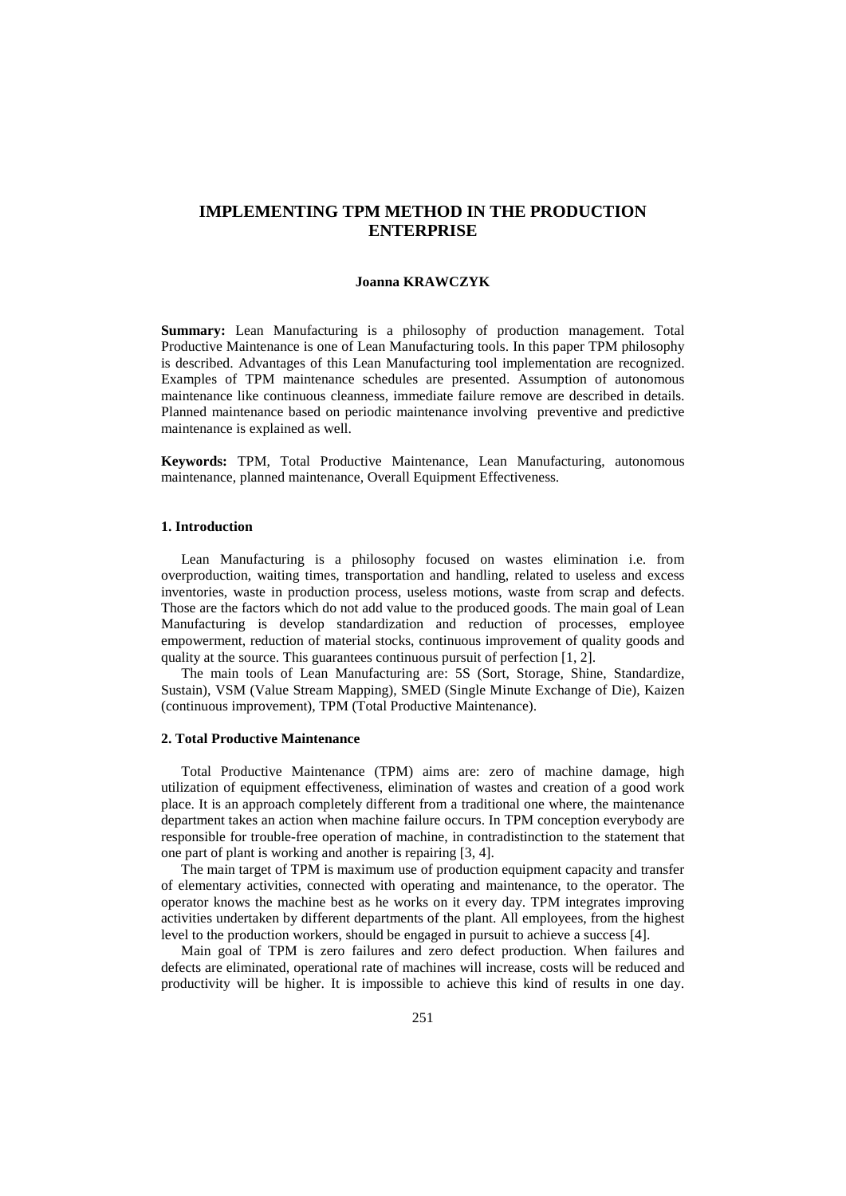# IMPLEMENTING TPM METHOD IN THE PRODUCTION ENTERPRISE

**Joanna KRAWCZYK**

**Summary:** Lean Manufacturing is a philosophy of production management. Total Productive Maintenance is one of Lean Manufacturing tools. In this paper TPM philosophy is described. Advantages of this Lean Manufacturing tool implementation are recognized. Examples of TPM maintenance schedules are presented. Assumption of autonomous maintenance like continuous cleanness, immediate failure remove are described in details. Planned maintenance based on periodic maintenance involving preventive and predictive maintenance is explained as well.

**Keywords:** TPM, Total Productive Maintenance, Lean Manufacturing, autonomous maintenance, planned maintenance, Overall Equipment Effectiveness.

## 1. Introduction

Lean Manufacturing is a philosophy focused on wastes elimination i.e. from overproduction, waiting times, transportation and handling, related to useless and excess inventories, waste in production process, useless motions, waste from scrap and defects. Those are the factors which do not add value to the produced goods. The main goal of Lean Manufacturing is develop standardization and reduction of processes, employee empowerment, reduction of material stocks, continuous improvement of quality goods and quality at the source. This guarantees continuous pursuit of perfection [1, 2].

The main tools of Lean Manufacturing are: 5S (Sort, Storage, Shine, Standardize, Sustain), VSM (Value Stream Mapping), SMED (Single Minute Exchange of Die), Kaizen (continuous improvement), TPM (Total Productive Maintenance).

## 2. Total Productive Maintenance

Total Productive Maintenance (TPM) aims are: zero of machine damage, high utilization of equipment effectiveness, elimination of wastes and creation of a good work place. It is an approach completely different from a traditional one where, the maintenance department takes an action when machine failure occurs. In TPM conception everybody are responsible for trouble-free operation of machine, in contradistinction to the statement that one part of plant is working and another is repairing [3, 4].

The main target of TPM is maximum use of production equipment capacity and transfer of elementary activities, connected with operating and maintenance, to the operator. The operator knows the machine best as he works on it every day. TPM integrates improving activities undertaken by different departments of the plant. All employees, from the highest level to the production workers, should be engaged in pursuit to achieve a success [4].

Main goal of TPM is zero failures and zero defect production. When failures and defects are eliminated, operational rate of machines will increase, costs will be reduced and productivity will be higher. It is impossible to achieve this kind of results in one day.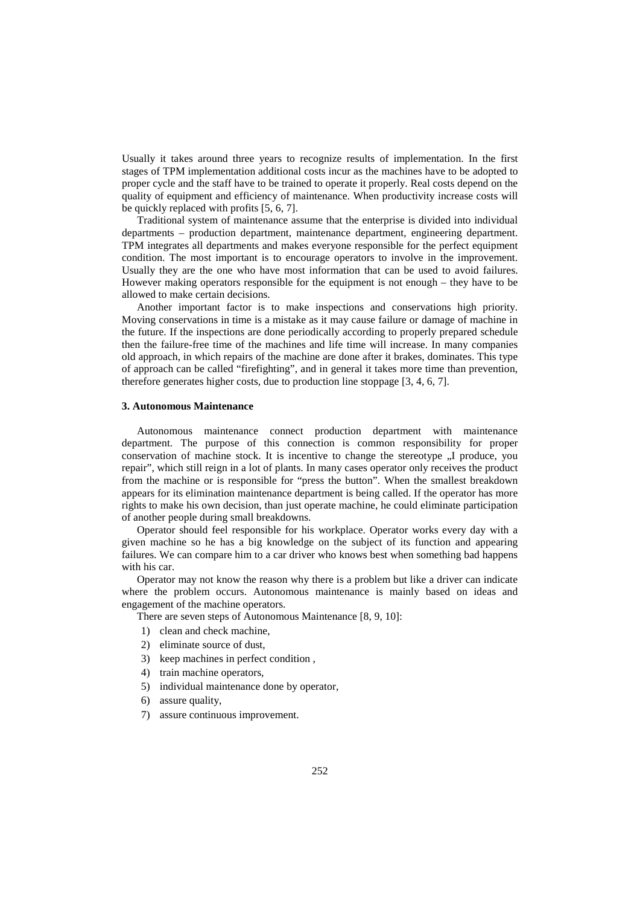Usually it takes around three years to recognize results of implementation. In the first stages of TPM implementation additional costs incur as the machines have to be adopted to proper cycle and the staff have to be trained to operate it properly. Real costs depend on the quality of equipment and efficiency of maintenance. When productivity increase costs will be quickly replaced with profits [5, 6, 7].

Traditional system of maintenance assume that the enterprise is divided into individual departments – production department, maintenance department, engineering department. TPM integrates all departments and makes everyone responsible for the perfect equipment condition. The most important is to encourage operators to involve in the improvement. Usually they are the one who have most information that can be used to avoid failures. However making operators responsible for the equipment is not enough – they have to be allowed to make certain decisions.

Another important factor is to make inspections and conservations high priority. Moving conservations in time is a mistake as it may cause failure or damage of machine in the future. If the inspections are done periodically according to properly prepared schedule then the failure-free time of the machines and life time will increase. In many companies old approach, in which repairs of the machine are done after it brakes, dominates. This type of approach can be called "firefighting", and in general it takes more time than prevention, therefore generates higher costs, due to production line stoppage [3, 4, 6, 7].

### 3. Autonomous Maintenance

Autonomous maintenance connect production department with maintenance department. The purpose of this connection is common responsibility for proper conservation of machine stock. It is incentive to change the stereotype „I produce, you repair", which still reign in a lot of plants. In many cases operator only receives the product from the machine or is responsible for "press the button". When the smallest breakdown appears for its elimination maintenance department is being called. If the operator has more rights to make his own decision, than just operate machine, he could eliminate participation of another people during small breakdowns.

Operator should feel responsible for his workplace. Operator works every day with a given machine so he has a big knowledge on the subject of its function and appearing failures. We can compare him to a car driver who knows best when something bad happens with his car.

Operator may not know the reason why there is a problem but like a driver can indicate where the problem occurs. Autonomous maintenance is mainly based on ideas and engagement of the machine operators.

There are seven steps of Autonomous Maintenance [8, 9, 10]:

1) clean and check machine,
2) eliminate source of dust,
3) keep machines in perfect condition ,
4) train machine operators,
5) individual maintenance done by operator,
6) assure quality,
7) assure continuous improvement.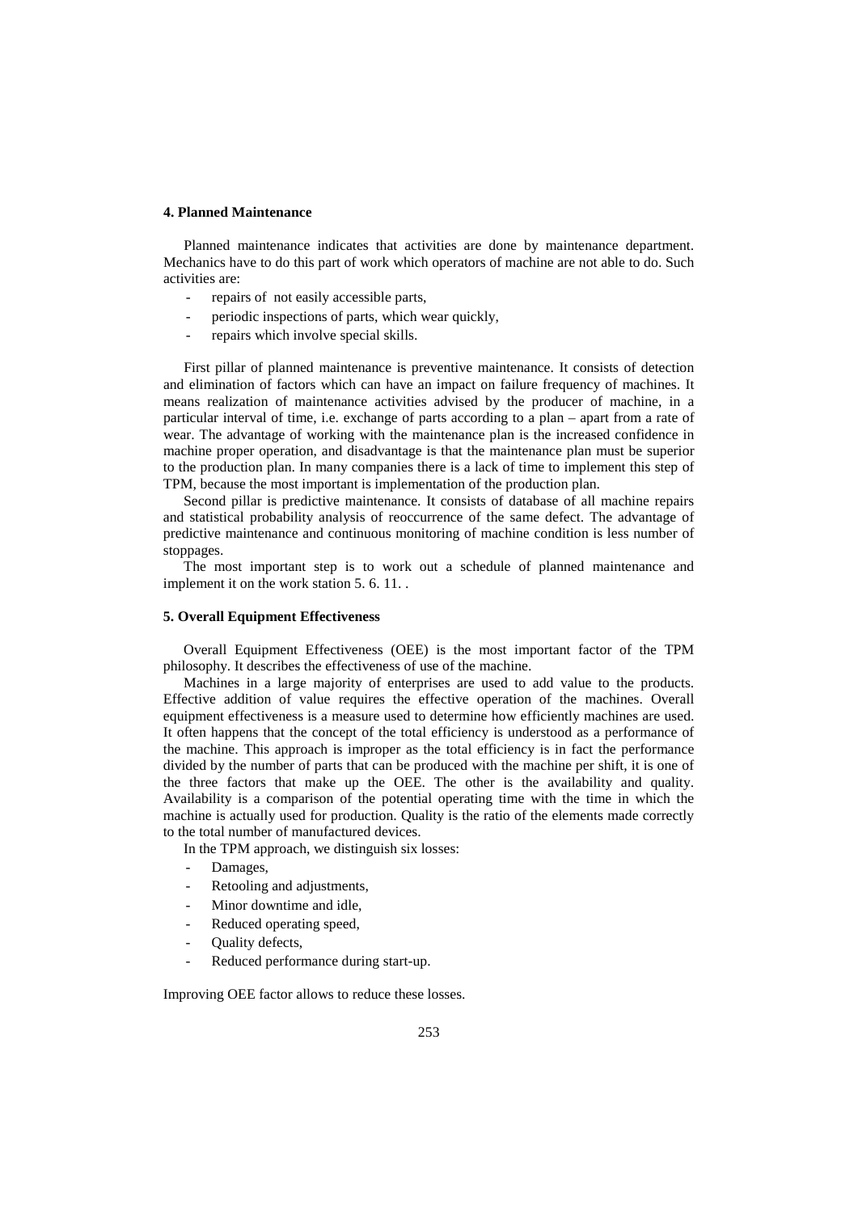## 4. Planned Maintenance

Planned maintenance indicates that activities are done by maintenance department. Mechanics have to do this part of work which operators of machine are not able to do. Such activities are:

- repairs of not easily accessible parts,
- periodic inspections of parts, which wear quickly,
- repairs which involve special skills.

First pillar of planned maintenance is preventive maintenance. It consists of detection and elimination of factors which can have an impact on failure frequency of machines. It means realization of maintenance activities advised by the producer of machine, in a particular interval of time, i.e. exchange of parts according to a plan – apart from a rate of wear. The advantage of working with the maintenance plan is the increased confidence in machine proper operation, and disadvantage is that the maintenance plan must be superior to the production plan. In many companies there is a lack of time to implement this step of TPM, because the most important is implementation of the production plan.

Second pillar is predictive maintenance. It consists of database of all machine repairs and statistical probability analysis of reoccurrence of the same defect. The advantage of predictive maintenance and continuous monitoring of machine condition is less number of stoppages.

The most important step is to work out a schedule of planned maintenance and implement it on the work station 5. 6. 11. .

## 5. Overall Equipment Effectiveness

Overall Equipment Effectiveness (OEE) is the most important factor of the TPM philosophy. It describes the effectiveness of use of the machine.

Machines in a large majority of enterprises are used to add value to the products. Effective addition of value requires the effective operation of the machines. Overall equipment effectiveness is a measure used to determine how efficiently machines are used. It often happens that the concept of the total efficiency is understood as a performance of the machine. This approach is improper as the total efficiency is in fact the performance divided by the number of parts that can be produced with the machine per shift, it is one of the three factors that make up the OEE. The other is the availability and quality. Availability is a comparison of the potential operating time with the time in which the machine is actually used for production. Quality is the ratio of the elements made correctly to the total number of manufactured devices.

In the TPM approach, we distinguish six losses:

- Damages,
- Retooling and adjustments,
- Minor downtime and idle,
- Reduced operating speed,
- Quality defects,
- Reduced performance during start-up.

Improving OEE factor allows to reduce these losses.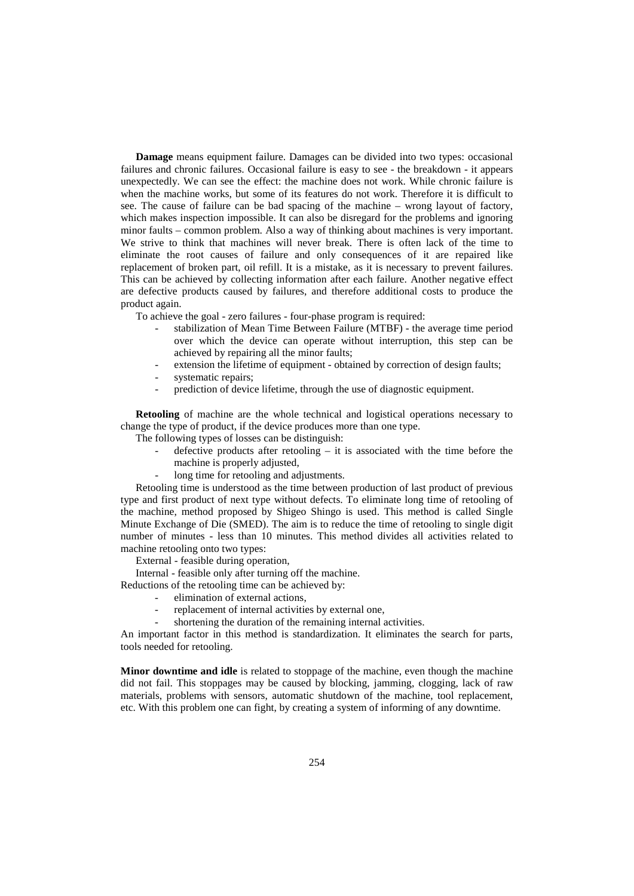**Damage** means equipment failure. Damages can be divided into two types: occasional failures and chronic failures. Occasional failure is easy to see - the breakdown - it appears unexpectedly. We can see the effect: the machine does not work. While chronic failure is when the machine works, but some of its features do not work. Therefore it is difficult to see. The cause of failure can be bad spacing of the machine – wrong layout of factory, which makes inspection impossible. It can also be disregard for the problems and ignoring minor faults – common problem. Also a way of thinking about machines is very important. We strive to think that machines will never break. There is often lack of the time to eliminate the root causes of failure and only consequences of it are repaired like replacement of broken part, oil refill. It is a mistake, as it is necessary to prevent failures. This can be achieved by collecting information after each failure. Another negative effect are defective products caused by failures, and therefore additional costs to produce the product again.

To achieve the goal - zero failures - four-phase program is required:

- stabilization of Mean Time Between Failure (MTBF) - the average time period over which the device can operate without interruption, this step can be achieved by repairing all the minor faults;
- extension the lifetime of equipment - obtained by correction of design faults;
- systematic repairs;
- prediction of device lifetime, through the use of diagnostic equipment.

**Retooling** of machine are the whole technical and logistical operations necessary to change the type of product, if the device produces more than one type.

The following types of losses can be distinguish:

- defective products after retooling – it is associated with the time before the machine is properly adjusted,
- long time for retooling and adjustments.

Retooling time is understood as the time between production of last product of previous type and first product of next type without defects. To eliminate long time of retooling of the machine, method proposed by Shigeo Shingo is used. This method is called Single Minute Exchange of Die (SMED). The aim is to reduce the time of retooling to single digit number of minutes - less than 10 minutes. This method divides all activities related to machine retooling onto two types:

External - feasible during operation,

Internal - feasible only after turning off the machine.

Reductions of the retooling time can be achieved by:

- elimination of external actions,
- replacement of internal activities by external one,
- shortening the duration of the remaining internal activities.

An important factor in this method is standardization. It eliminates the search for parts, tools needed for retooling.

**Minor downtime and idle** is related to stoppage of the machine, even though the machine did not fail. This stoppages may be caused by blocking, jamming, clogging, lack of raw materials, problems with sensors, automatic shutdown of the machine, tool replacement, etc. With this problem one can fight, by creating a system of informing of any downtime.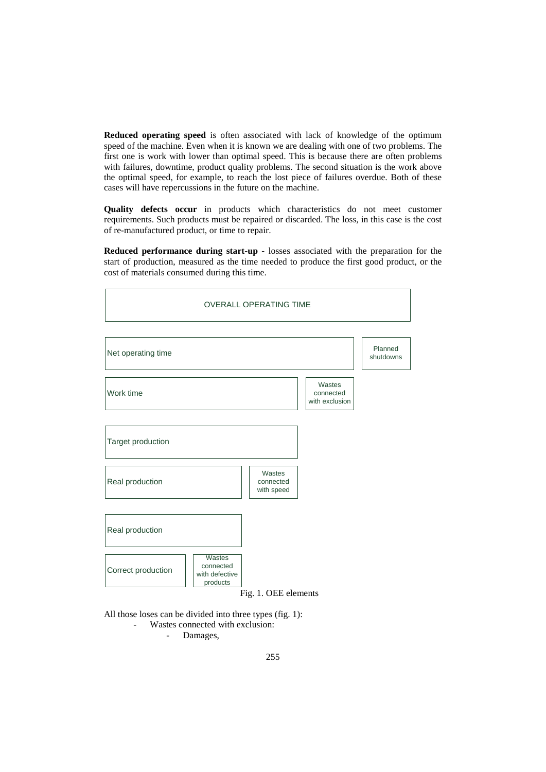**Reduced operating speed** is often associated with lack of knowledge of the optimum speed of the machine. Even when it is known we are dealing with one of two problems. The first one is work with lower than optimal speed. This is because there are often problems with failures, downtime, product quality problems. The second situation is the work above the optimal speed, for example, to reach the lost piece of failures overdue. Both of these cases will have repercussions in the future on the machine.

**Quality defects occur** in products which characteristics do not meet customer requirements. Such products must be repaired or discarded. The loss, in this case is the cost of re-manufactured product, or time to repair.

**Reduced performance during start-up** - losses associated with the preparation for the start of production, measured as the time needed to produce the first good product, or the cost of materials consumed during this time.

| OVERALL OPERATING TIME | |
|---|---|
| Net operating time | Planned shutdowns |
| Work time | Wastes connected with exclusion |
| Target production | |
| Real production | Wastes connected with speed |
| Real production | |
| Correct production | Wastes connected with defective products |

Fig. 1. OEE elements

All those loses can be divided into three types (fig. 1):

- Wastes connected with exclusion:
  - Damages,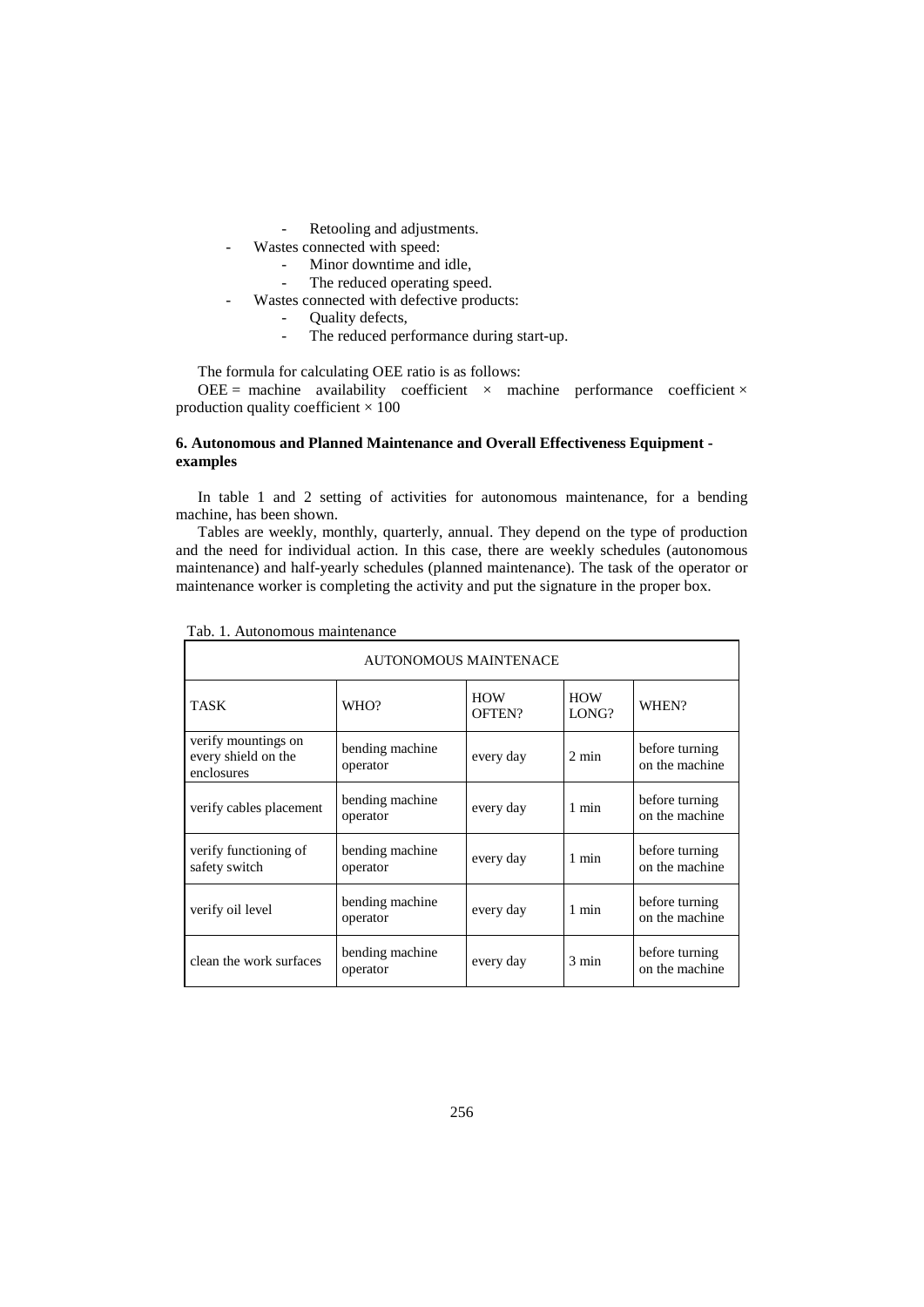- Retooling and adjustments.
- Wastes connected with speed:
  - Minor downtime and idle,
  - The reduced operating speed.
- Wastes connected with defective products:
  - Quality defects,
  - The reduced performance during start-up.

The formula for calculating OEE ratio is as follows:

OEE = machine availability coefficient × machine performance coefficient × production quality coefficient × 100

### 6. Autonomous and Planned Maintenance and Overall Effectiveness Equipment - examples

In table 1 and 2 setting of activities for autonomous maintenance, for a bending machine, has been shown.

Tables are weekly, monthly, quarterly, annual. They depend on the type of production and the need for individual action. In this case, there are weekly schedules (autonomous maintenance) and half-yearly schedules (planned maintenance). The task of the operator or maintenance worker is completing the activity and put the signature in the proper box.

Tab. 1. Autonomous maintenance

| AUTONOMOUS MAINTENACE | | | | |
|---|---|---|---|---|
| TASK | WHO? | HOW OFTEN? | HOW LONG? | WHEN? |
| verify mountings on every shield on the enclosures | bending machine operator | every day | 2 min | before turning on the machine |
| verify cables placement | bending machine operator | every day | 1 min | before turning on the machine |
| verify functioning of safety switch | bending machine operator | every day | 1 min | before turning on the machine |
| verify oil level | bending machine operator | every day | 1 min | before turning on the machine |
| clean the work surfaces | bending machine operator | every day | 3 min | before turning on the machine |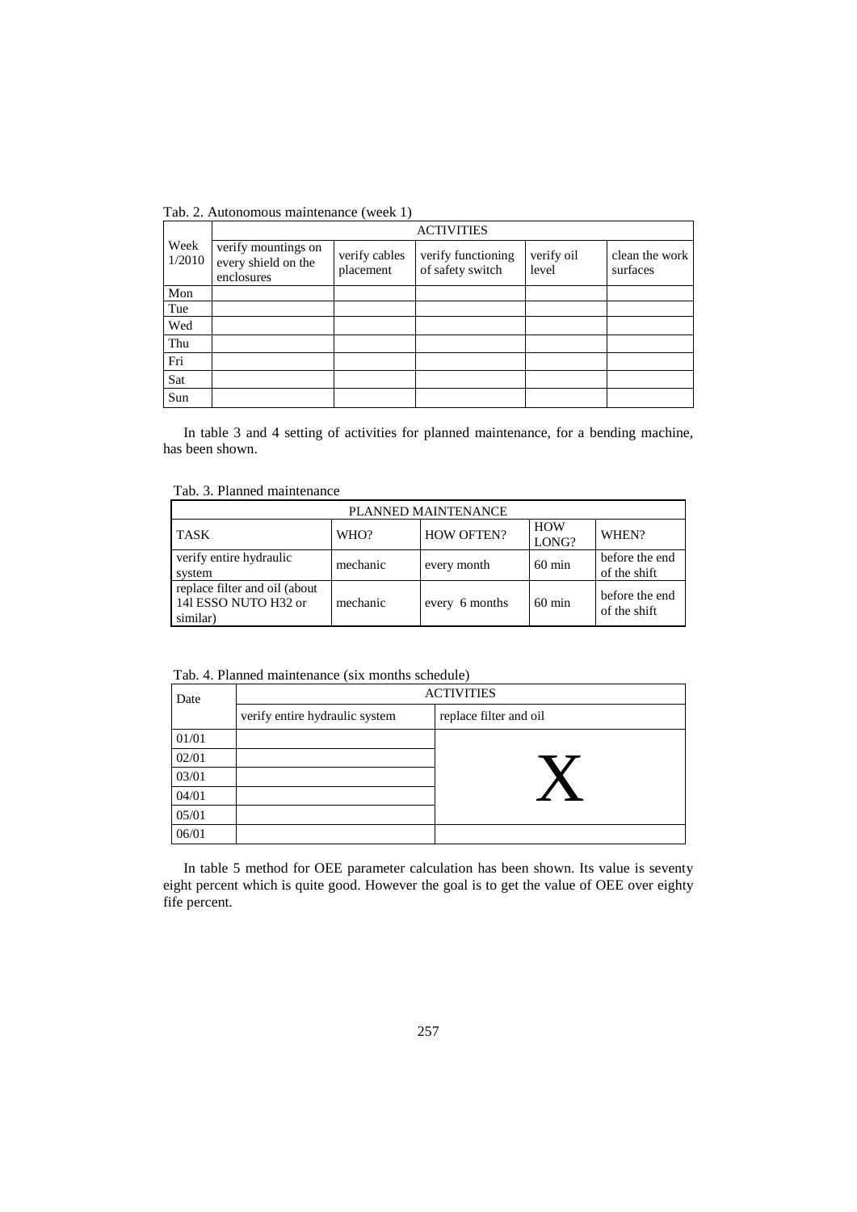Tab. 2. Autonomous maintenance (week 1)

| Week 1/2010 | ACTIVITIES | | | | |
|---|---|---|---|---|---|
| | verify mountings on every shield on the enclosures | verify cables placement | verify functioning of safety switch | verify oil level | clean the work surfaces |
| Mon | | | | | |
| Tue | | | | | |
| Wed | | | | | |
| Thu | | | | | |
| Fri | | | | | |
| Sat | | | | | |
| Sun | | | | | |

In table 3 and 4 setting of activities for planned maintenance, for a bending machine, has been shown.

Tab. 3. Planned maintenance

| PLANNED MAINTENANCE | | | | |
|---|---|---|---|---|
| TASK | WHO? | HOW OFTEN? | HOW LONG? | WHEN? |
| verify entire hydraulic system | mechanic | every month | 60 min | before the end of the shift |
| replace filter and oil (about 14l ESSO NUTO H32 or similar) | mechanic | every 6 months | 60 min | before the end of the shift |

Tab. 4. Planned maintenance (six months schedule)

| Date | ACTIVITIES | |
|---|---|---|
| | verify entire hydraulic system | replace filter and oil |
| 01/01 | | X |
| 02/01 | | |
| 03/01 | | |
| 04/01 | | |
| 05/01 | | |
| 06/01 | | |

In table 5 method for OEE parameter calculation has been shown. Its value is seventy eight percent which is quite good. However the goal is to get the value of OEE over eighty fife percent.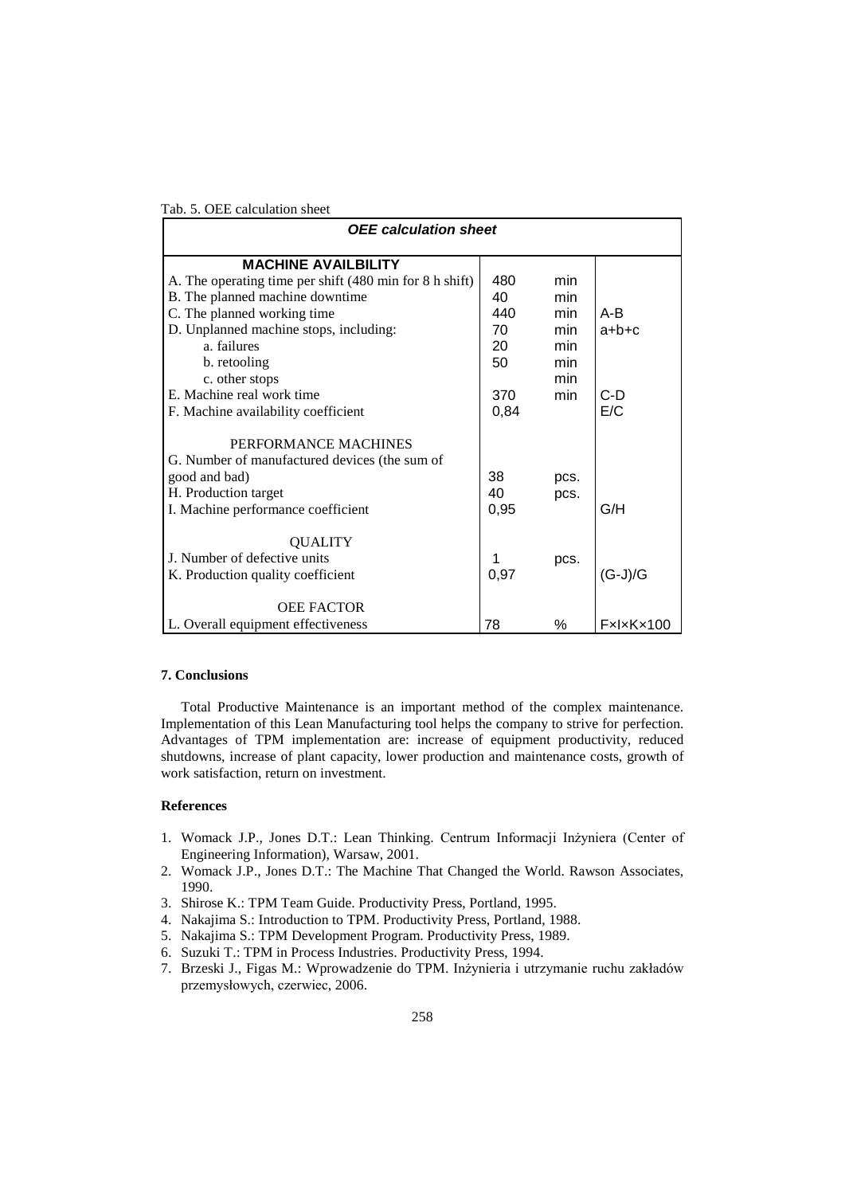Tab. 5. OEE calculation sheet

| ***OEE calculation sheet*** | | | |
|---|---|---|---|
| **MACHINE AVAILBILITY** | | | |
| A. The operating time per shift (480 min for 8 h shift) | 480 | min | |
| B. The planned machine downtime | 40 | min | |
| C. The planned working time | 440 | min | A-B |
| D. Unplanned machine stops, including: | 70 | min | a+b+c |
| a. failures | 20 | min | |
| b. retooling | 50 | min | |
| c. other stops | | min | |
| E. Machine real work time | 370 | min | C-D |
| F. Machine availability coefficient | 0,84 | | E/C |
| PERFORMANCE MACHINES | | | |
| G. Number of manufactured devices (the sum of good and bad) | 38 | pcs. | |
| H. Production target | 40 | pcs. | |
| I. Machine performance coefficient | 0,95 | | G/H |
| QUALITY | | | |
| J. Number of defective units | 1 | pcs. | |
| K. Production quality coefficient | 0,97 | | (G-J)/G |
| OEE FACTOR | | | |
| L. Overall equipment effectiveness | 78 | % | F×I×K×100 |

## 7. Conclusions

Total Productive Maintenance is an important method of the complex maintenance. Implementation of this Lean Manufacturing tool helps the company to strive for perfection. Advantages of TPM implementation are: increase of equipment productivity, reduced shutdowns, increase of plant capacity, lower production and maintenance costs, growth of work satisfaction, return on investment.

## References

1. Womack J.P., Jones D.T.: Lean Thinking. Centrum Informacji Inżyniera (Center of Engineering Information), Warsaw, 2001.
2. Womack J.P., Jones D.T.: The Machine That Changed the World. Rawson Associates, 1990.
3. Shirose K.: TPM Team Guide. Productivity Press, Portland, 1995.
4. Nakajima S.: Introduction to TPM. Productivity Press, Portland, 1988.
5. Nakajima S.: TPM Development Program. Productivity Press, 1989.
6. Suzuki T.: TPM in Process Industries. Productivity Press, 1994.
7. Brzeski J., Figas M.: Wprowadzenie do TPM. Inżynieria i utrzymanie ruchu zakładów przemysłowych, czerwiec, 2006.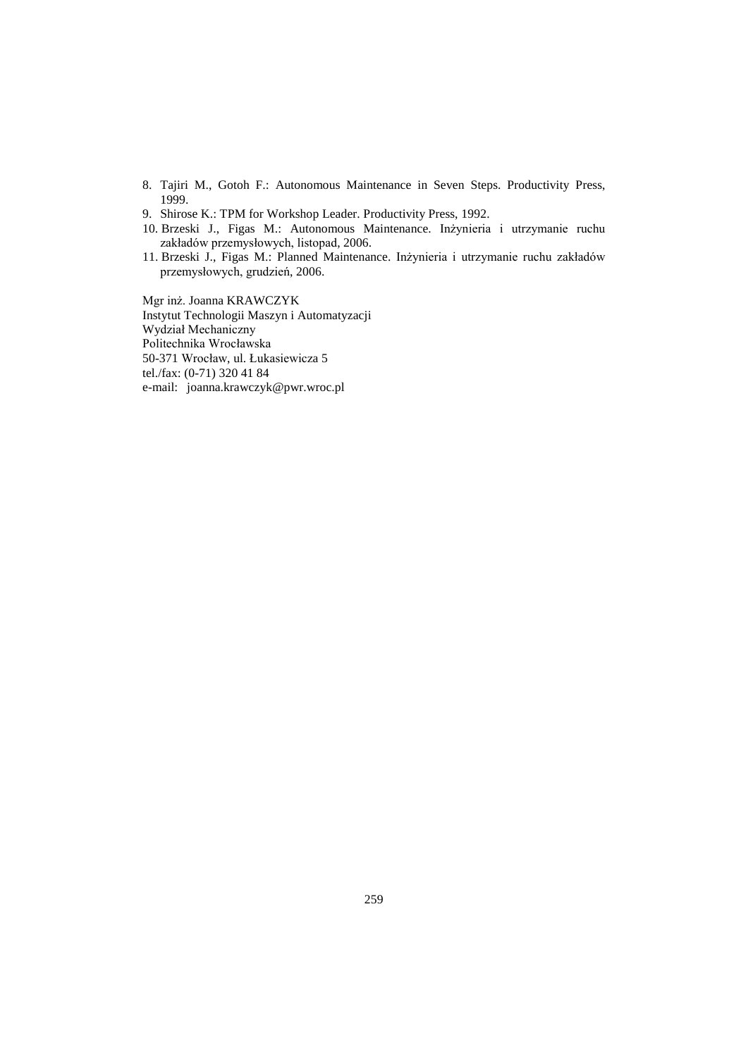8. Tajiri M., Gotoh F.: Autonomous Maintenance in Seven Steps. Productivity Press, 1999.
9. Shirose K.: TPM for Workshop Leader. Productivity Press, 1992.
10. Brzeski J., Figas M.: Autonomous Maintenance. Inżynieria i utrzymanie ruchu zakładów przemysłowych, listopad, 2006.
11. Brzeski J., Figas M.: Planned Maintenance. Inżynieria i utrzymanie ruchu zakładów przemysłowych, grudzień, 2006.

Mgr inż. Joanna KRAWCZYK
Instytut Technologii Maszyn i Automatyzacji
Wydział Mechaniczny
Politechnika Wrocławska
50-371 Wrocław, ul. Łukasiewicza 5
tel./fax: (0-71) 320 41 84
e-mail: joanna.krawczyk@pwr.wroc.pl